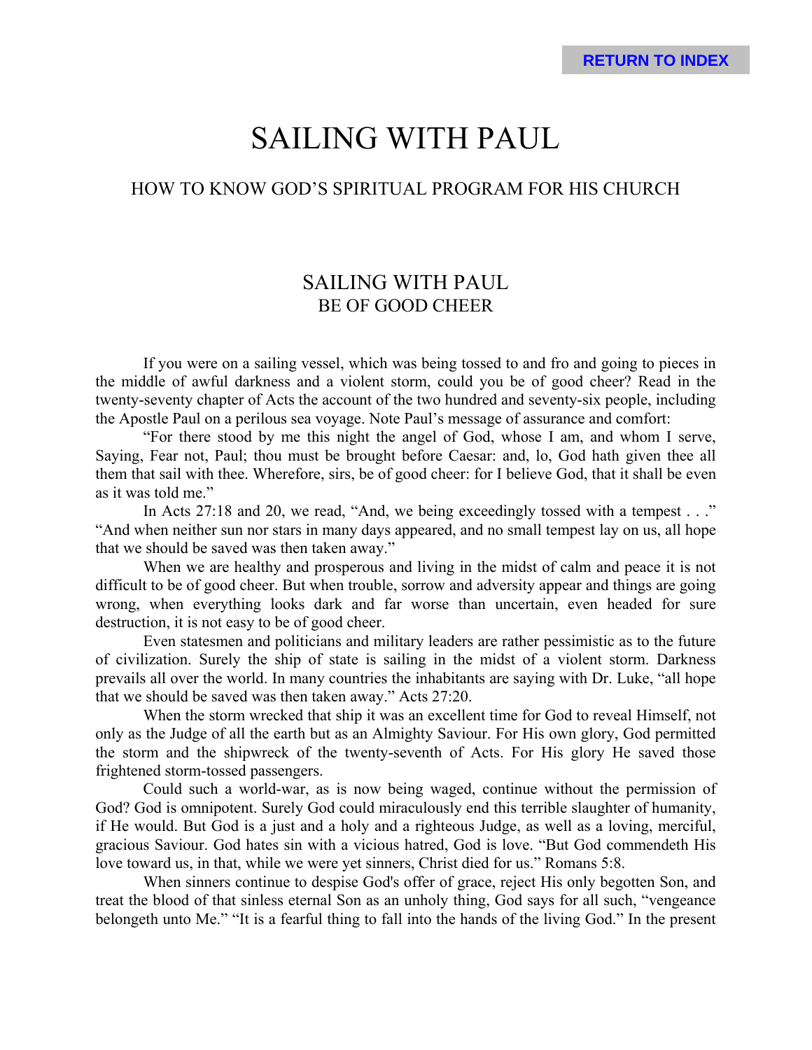# SAILING WITH PAUL

## HOW TO KNOW GOD'S SPIRITUAL PROGRAM FOR HIS CHURCH

## SAILING WITH PAUL
### BE OF GOOD CHEER

If you were on a sailing vessel, which was being tossed to and fro and going to pieces in the middle of awful darkness and a violent storm, could you be of good cheer? Read in the twenty-seventy chapter of Acts the account of the two hundred and seventy-six people, including the Apostle Paul on a perilous sea voyage. Note Paul's message of assurance and comfort:

"For there stood by me this night the angel of God, whose I am, and whom I serve, Saying, Fear not, Paul; thou must be brought before Caesar: and, lo, God hath given thee all them that sail with thee. Wherefore, sirs, be of good cheer: for I believe God, that it shall be even as it was told me."

In Acts 27:18 and 20, we read, "And, we being exceedingly tossed with a tempest . . ." "And when neither sun nor stars in many days appeared, and no small tempest lay on us, all hope that we should be saved was then taken away."

When we are healthy and prosperous and living in the midst of calm and peace it is not difficult to be of good cheer. But when trouble, sorrow and adversity appear and things are going wrong, when everything looks dark and far worse than uncertain, even headed for sure destruction, it is not easy to be of good cheer.

Even statesmen and politicians and military leaders are rather pessimistic as to the future of civilization. Surely the ship of state is sailing in the midst of a violent storm. Darkness prevails all over the world. In many countries the inhabitants are saying with Dr. Luke, "all hope that we should be saved was then taken away." Acts 27:20.

When the storm wrecked that ship it was an excellent time for God to reveal Himself, not only as the Judge of all the earth but as an Almighty Saviour. For His own glory, God permitted the storm and the shipwreck of the twenty-seventh of Acts. For His glory He saved those frightened storm-tossed passengers.

Could such a world-war, as is now being waged, continue without the permission of God? God is omnipotent. Surely God could miraculously end this terrible slaughter of humanity, if He would. But God is a just and a holy and a righteous Judge, as well as a loving, merciful, gracious Saviour. God hates sin with a vicious hatred, God is love. "But God commendeth His love toward us, in that, while we were yet sinners, Christ died for us." Romans 5:8.

When sinners continue to despise God's offer of grace, reject His only begotten Son, and treat the blood of that sinless eternal Son as an unholy thing, God says for all such, "vengeance belongeth unto Me." "It is a fearful thing to fall into the hands of the living God." In the present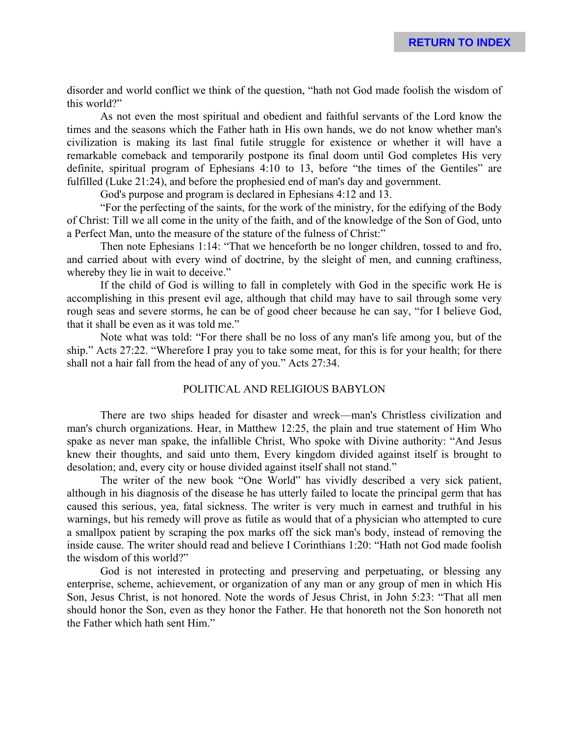disorder and world conflict we think of the question, "hath not God made foolish the wisdom of this world?"

As not even the most spiritual and obedient and faithful servants of the Lord know the times and the seasons which the Father hath in His own hands, we do not know whether man's civilization is making its last final futile struggle for existence or whether it will have a remarkable comeback and temporarily postpone its final doom until God completes His very definite, spiritual program of Ephesians 4:10 to 13, before "the times of the Gentiles" are fulfilled (Luke 21:24), and before the prophesied end of man's day and government.

God's purpose and program is declared in Ephesians 4:12 and 13.

"For the perfecting of the saints, for the work of the ministry, for the edifying of the Body of Christ: Till we all come in the unity of the faith, and of the knowledge of the Son of God, unto a Perfect Man, unto the measure of the stature of the fulness of Christ:"

Then note Ephesians 1:14: "That we henceforth be no longer children, tossed to and fro, and carried about with every wind of doctrine, by the sleight of men, and cunning craftiness, whereby they lie in wait to deceive."

If the child of God is willing to fall in completely with God in the specific work He is accomplishing in this present evil age, although that child may have to sail through some very rough seas and severe storms, he can be of good cheer because he can say, "for I believe God, that it shall be even as it was told me."

Note what was told: "For there shall be no loss of any man's life among you, but of the ship." Acts 27:22. "Wherefore I pray you to take some meat, for this is for your health; for there shall not a hair fall from the head of any of you." Acts 27:34.

## POLITICAL AND RELIGIOUS BABYLON

There are two ships headed for disaster and wreck—man's Christless civilization and man's church organizations. Hear, in Matthew 12:25, the plain and true statement of Him Who spake as never man spake, the infallible Christ, Who spoke with Divine authority: "And Jesus knew their thoughts, and said unto them, Every kingdom divided against itself is brought to desolation; and, every city or house divided against itself shall not stand."

The writer of the new book "One World" has vividly described a very sick patient, although in his diagnosis of the disease he has utterly failed to locate the principal germ that has caused this serious, yea, fatal sickness. The writer is very much in earnest and truthful in his warnings, but his remedy will prove as futile as would that of a physician who attempted to cure a smallpox patient by scraping the pox marks off the sick man's body, instead of removing the inside cause. The writer should read and believe I Corinthians 1:20: "Hath not God made foolish the wisdom of this world?"

God is not interested in protecting and preserving and perpetuating, or blessing any enterprise, scheme, achievement, or organization of any man or any group of men in which His Son, Jesus Christ, is not honored. Note the words of Jesus Christ, in John 5:23: "That all men should honor the Son, even as they honor the Father. He that honoreth not the Son honoreth not the Father which hath sent Him."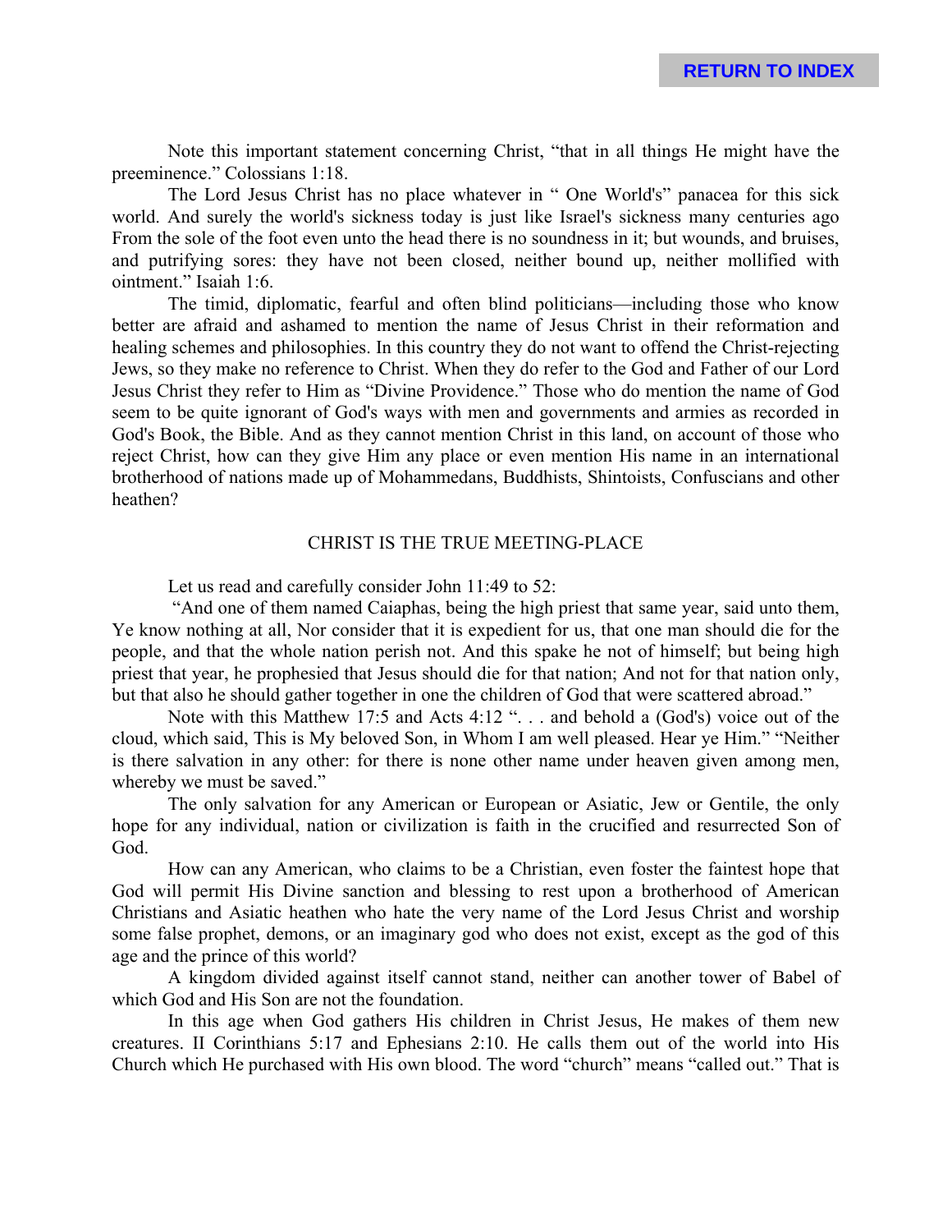Note this important statement concerning Christ, “that in all things He might have the preeminence.” Colossians 1:18.

The Lord Jesus Christ has no place whatever in “ One World's” panacea for this sick world. And surely the world's sickness today is just like Israel's sickness many centuries ago From the sole of the foot even unto the head there is no soundness in it; but wounds, and bruises, and putrifying sores: they have not been closed, neither bound up, neither mollified with ointment.” Isaiah 1:6.

The timid, diplomatic, fearful and often blind politicians—including those who know better are afraid and ashamed to mention the name of Jesus Christ in their reformation and healing schemes and philosophies. In this country they do not want to offend the Christ-rejecting Jews, so they make no reference to Christ. When they do refer to the God and Father of our Lord Jesus Christ they refer to Him as “Divine Providence.” Those who do mention the name of God seem to be quite ignorant of God's ways with men and governments and armies as recorded in God's Book, the Bible. And as they cannot mention Christ in this land, on account of those who reject Christ, how can they give Him any place or even mention His name in an international brotherhood of nations made up of Mohammedans, Buddhists, Shintoists, Confuscians and other heathen?

## CHRIST IS THE TRUE MEETING-PLACE

Let us read and carefully consider John 11:49 to 52:

“And one of them named Caiaphas, being the high priest that same year, said unto them, Ye know nothing at all, Nor consider that it is expedient for us, that one man should die for the people, and that the whole nation perish not. And this spake he not of himself; but being high priest that year, he prophesied that Jesus should die for that nation; And not for that nation only, but that also he should gather together in one the children of God that were scattered abroad.”

Note with this Matthew 17:5 and Acts 4:12 “. . . and behold a (God's) voice out of the cloud, which said, This is My beloved Son, in Whom I am well pleased. Hear ye Him.” “Neither is there salvation in any other: for there is none other name under heaven given among men, whereby we must be saved.”

The only salvation for any American or European or Asiatic, Jew or Gentile, the only hope for any individual, nation or civilization is faith in the crucified and resurrected Son of God.

How can any American, who claims to be a Christian, even foster the faintest hope that God will permit His Divine sanction and blessing to rest upon a brotherhood of American Christians and Asiatic heathen who hate the very name of the Lord Jesus Christ and worship some false prophet, demons, or an imaginary god who does not exist, except as the god of this age and the prince of this world?

A kingdom divided against itself cannot stand, neither can another tower of Babel of which God and His Son are not the foundation.

In this age when God gathers His children in Christ Jesus, He makes of them new creatures. II Corinthians 5:17 and Ephesians 2:10. He calls them out of the world into His Church which He purchased with His own blood. The word “church” means “called out.” That is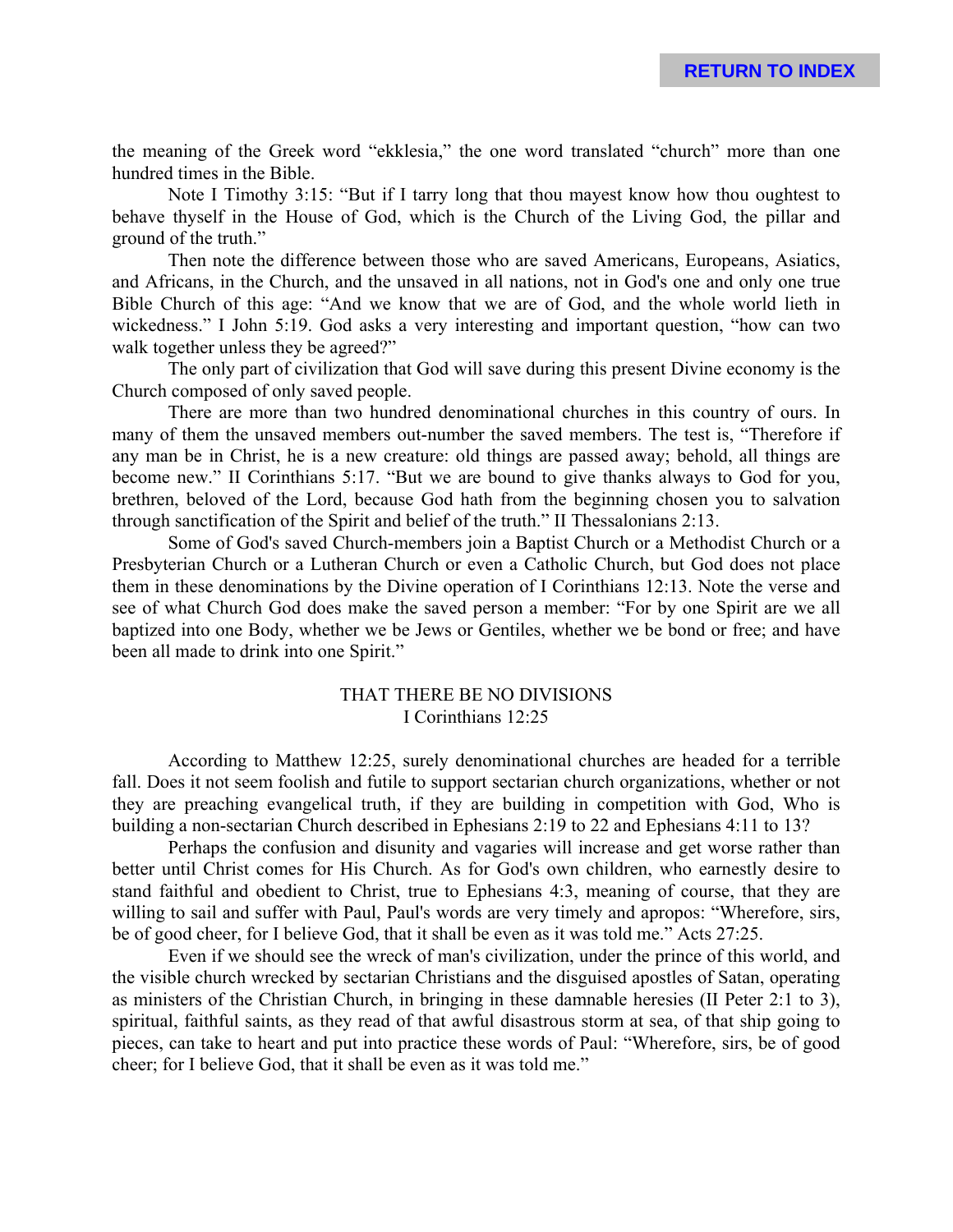the meaning of the Greek word "ekklesia," the one word translated "church" more than one hundred times in the Bible.

Note I Timothy 3:15: "But if I tarry long that thou mayest know how thou oughtest to behave thyself in the House of God, which is the Church of the Living God, the pillar and ground of the truth."

Then note the difference between those who are saved Americans, Europeans, Asiatics, and Africans, in the Church, and the unsaved in all nations, not in God's one and only one true Bible Church of this age: "And we know that we are of God, and the whole world lieth in wickedness." I John 5:19. God asks a very interesting and important question, "how can two walk together unless they be agreed?"

The only part of civilization that God will save during this present Divine economy is the Church composed of only saved people.

There are more than two hundred denominational churches in this country of ours. In many of them the unsaved members out-number the saved members. The test is, "Therefore if any man be in Christ, he is a new creature: old things are passed away; behold, all things are become new." II Corinthians 5:17. "But we are bound to give thanks always to God for you, brethren, beloved of the Lord, because God hath from the beginning chosen you to salvation through sanctification of the Spirit and belief of the truth." II Thessalonians 2:13.

Some of God's saved Church-members join a Baptist Church or a Methodist Church or a Presbyterian Church or a Lutheran Church or even a Catholic Church, but God does not place them in these denominations by the Divine operation of I Corinthians 12:13. Note the verse and see of what Church God does make the saved person a member: "For by one Spirit are we all baptized into one Body, whether we be Jews or Gentiles, whether we be bond or free; and have been all made to drink into one Spirit."

## THAT THERE BE NO DIVISIONS
I Corinthians 12:25

According to Matthew 12:25, surely denominational churches are headed for a terrible fall. Does it not seem foolish and futile to support sectarian church organizations, whether or not they are preaching evangelical truth, if they are building in competition with God, Who is building a non-sectarian Church described in Ephesians 2:19 to 22 and Ephesians 4:11 to 13?

Perhaps the confusion and disunity and vagaries will increase and get worse rather than better until Christ comes for His Church. As for God's own children, who earnestly desire to stand faithful and obedient to Christ, true to Ephesians 4:3, meaning of course, that they are willing to sail and suffer with Paul, Paul's words are very timely and apropos: "Wherefore, sirs, be of good cheer, for I believe God, that it shall be even as it was told me." Acts 27:25.

Even if we should see the wreck of man's civilization, under the prince of this world, and the visible church wrecked by sectarian Christians and the disguised apostles of Satan, operating as ministers of the Christian Church, in bringing in these damnable heresies (II Peter 2:1 to 3), spiritual, faithful saints, as they read of that awful disastrous storm at sea, of that ship going to pieces, can take to heart and put into practice these words of Paul: "Wherefore, sirs, be of good cheer; for I believe God, that it shall be even as it was told me."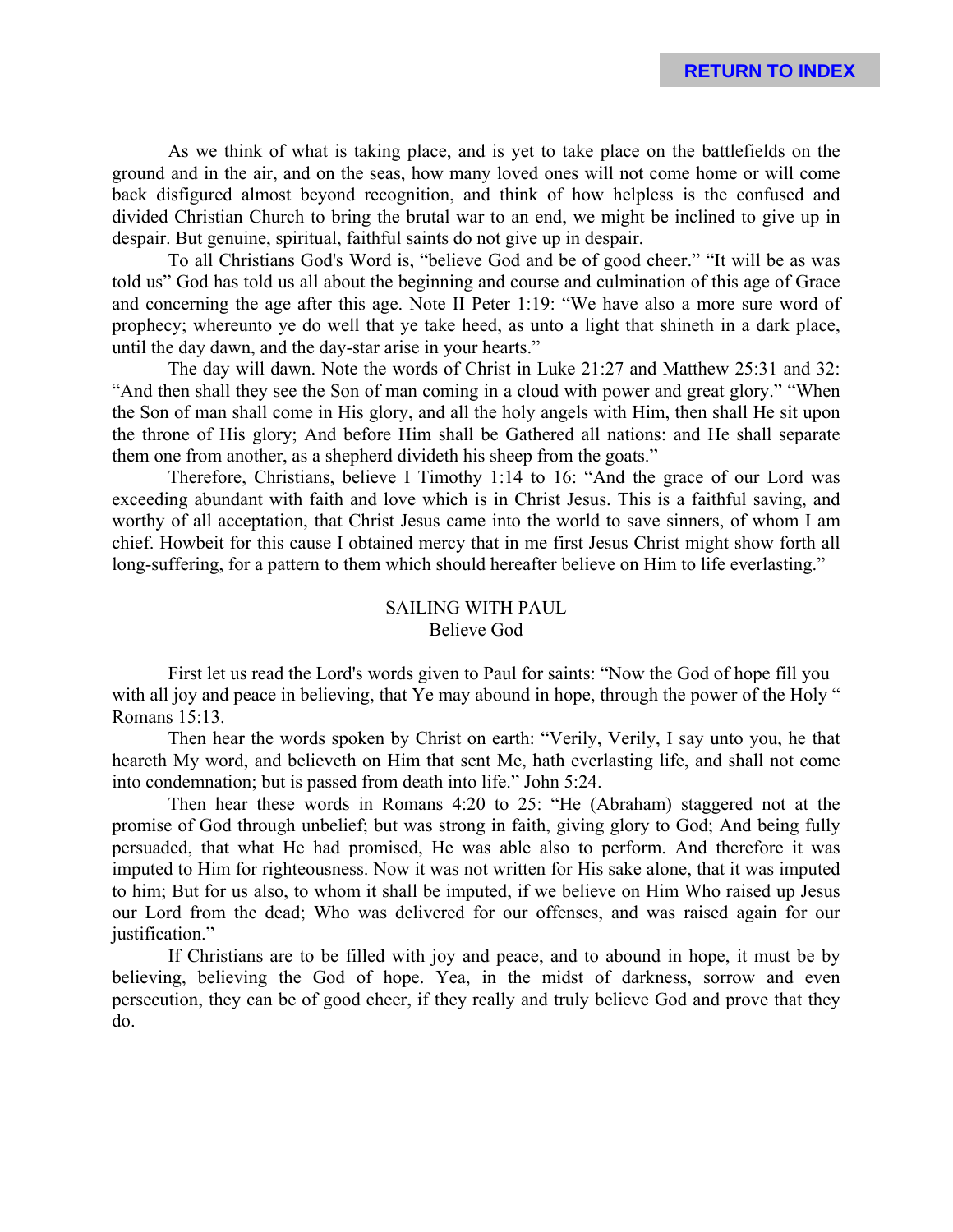As we think of what is taking place, and is yet to take place on the battlefields on the ground and in the air, and on the seas, how many loved ones will not come home or will come back disfigured almost beyond recognition, and think of how helpless is the confused and divided Christian Church to bring the brutal war to an end, we might be inclined to give up in despair. But genuine, spiritual, faithful saints do not give up in despair.

To all Christians God's Word is, "believe God and be of good cheer." "It will be as was told us" God has told us all about the beginning and course and culmination of this age of Grace and concerning the age after this age. Note II Peter 1:19: "We have also a more sure word of prophecy; whereunto ye do well that ye take heed, as unto a light that shineth in a dark place, until the day dawn, and the day-star arise in your hearts."

The day will dawn. Note the words of Christ in Luke 21:27 and Matthew 25:31 and 32: "And then shall they see the Son of man coming in a cloud with power and great glory." "When the Son of man shall come in His glory, and all the holy angels with Him, then shall He sit upon the throne of His glory; And before Him shall be Gathered all nations: and He shall separate them one from another, as a shepherd divideth his sheep from the goats."

Therefore, Christians, believe I Timothy 1:14 to 16: "And the grace of our Lord was exceeding abundant with faith and love which is in Christ Jesus. This is a faithful saying, and worthy of all acceptation, that Christ Jesus came into the world to save sinners, of whom I am chief. Howbeit for this cause I obtained mercy that in me first Jesus Christ might show forth all long-suffering, for a pattern to them which should hereafter believe on Him to life everlasting."

## SAILING WITH PAUL
### Believe God

First let us read the Lord's words given to Paul for saints: "Now the God of hope fill you with all joy and peace in believing, that Ye may abound in hope, through the power of the Holy " Romans 15:13.

Then hear the words spoken by Christ on earth: "Verily, Verily, I say unto you, he that heareth My word, and believeth on Him that sent Me, hath everlasting life, and shall not come into condemnation; but is passed from death into life." John 5:24.

Then hear these words in Romans 4:20 to 25: "He (Abraham) staggered not at the promise of God through unbelief; but was strong in faith, giving glory to God; And being fully persuaded, that what He had promised, He was able also to perform. And therefore it was imputed to Him for righteousness. Now it was not written for His sake alone, that it was imputed to him; But for us also, to whom it shall be imputed, if we believe on Him Who raised up Jesus our Lord from the dead; Who was delivered for our offenses, and was raised again for our justification."

If Christians are to be filled with joy and peace, and to abound in hope, it must be by believing, believing the God of hope. Yea, in the midst of darkness, sorrow and even persecution, they can be of good cheer, if they really and truly believe God and prove that they do.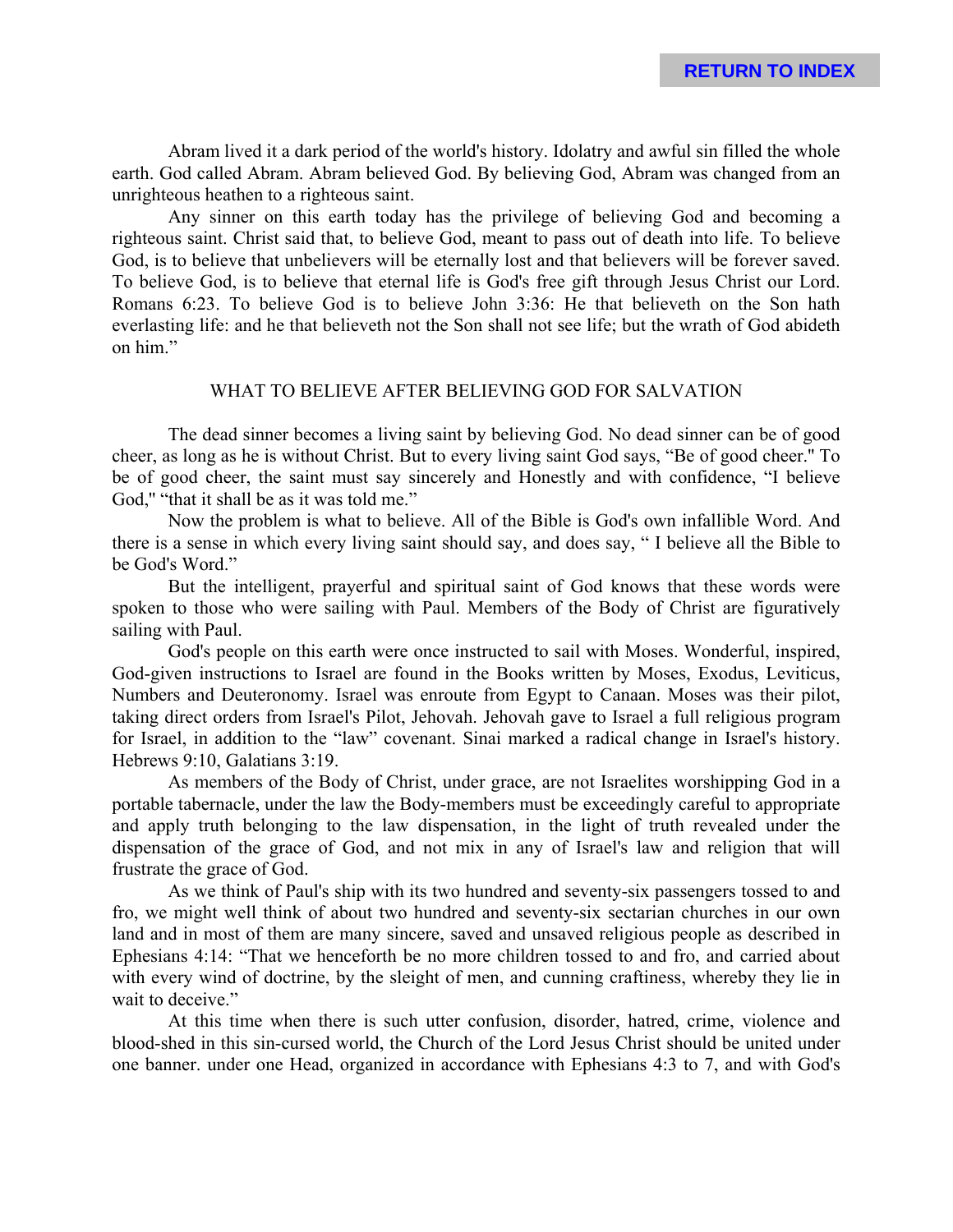Abram lived it a dark period of the world's history. Idolatry and awful sin filled the whole earth. God called Abram. Abram believed God. By believing God, Abram was changed from an unrighteous heathen to a righteous saint.

Any sinner on this earth today has the privilege of believing God and becoming a righteous saint. Christ said that, to believe God, meant to pass out of death into life. To believe God, is to believe that unbelievers will be eternally lost and that believers will be forever saved. To believe God, is to believe that eternal life is God's free gift through Jesus Christ our Lord. Romans 6:23. To believe God is to believe John 3:36: He that believeth on the Son hath everlasting life: and he that believeth not the Son shall not see life; but the wrath of God abideth on him."

## WHAT TO BELIEVE AFTER BELIEVING GOD FOR SALVATION

The dead sinner becomes a living saint by believing God. No dead sinner can be of good cheer, as long as he is without Christ. But to every living saint God says, "Be of good cheer." To be of good cheer, the saint must say sincerely and Honestly and with confidence, "I believe God," "that it shall be as it was told me."

Now the problem is what to believe. All of the Bible is God's own infallible Word. And there is a sense in which every living saint should say, and does say, " I believe all the Bible to be God's Word."

But the intelligent, prayerful and spiritual saint of God knows that these words were spoken to those who were sailing with Paul. Members of the Body of Christ are figuratively sailing with Paul.

God's people on this earth were once instructed to sail with Moses. Wonderful, inspired, God-given instructions to Israel are found in the Books written by Moses, Exodus, Leviticus, Numbers and Deuteronomy. Israel was enroute from Egypt to Canaan. Moses was their pilot, taking direct orders from Israel's Pilot, Jehovah. Jehovah gave to Israel a full religious program for Israel, in addition to the "law" covenant. Sinai marked a radical change in Israel's history. Hebrews 9:10, Galatians 3:19.

As members of the Body of Christ, under grace, are not Israelites worshipping God in a portable tabernacle, under the law the Body-members must be exceedingly careful to appropriate and apply truth belonging to the law dispensation, in the light of truth revealed under the dispensation of the grace of God, and not mix in any of Israel's law and religion that will frustrate the grace of God.

As we think of Paul's ship with its two hundred and seventy-six passengers tossed to and fro, we might well think of about two hundred and seventy-six sectarian churches in our own land and in most of them are many sincere, saved and unsaved religious people as described in Ephesians 4:14: "That we henceforth be no more children tossed to and fro, and carried about with every wind of doctrine, by the sleight of men, and cunning craftiness, whereby they lie in wait to deceive."

At this time when there is such utter confusion, disorder, hatred, crime, violence and blood-shed in this sin-cursed world, the Church of the Lord Jesus Christ should be united under one banner. under one Head, organized in accordance with Ephesians 4:3 to 7, and with God's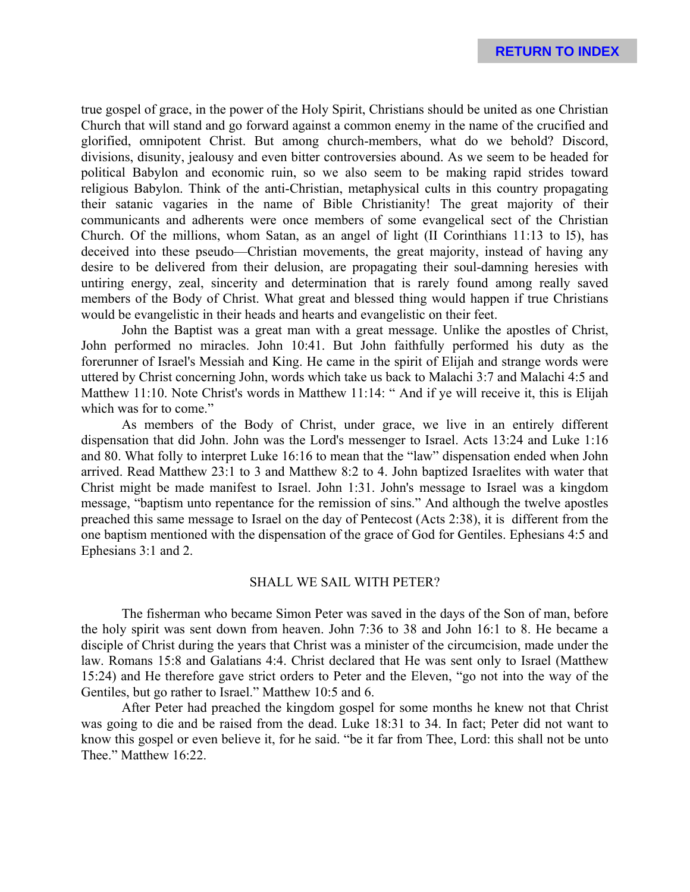true gospel of grace, in the power of the Holy Spirit, Christians should be united as one Christian Church that will stand and go forward against a common enemy in the name of the crucified and glorified, omnipotent Christ. But among church-members, what do we behold? Discord, divisions, disunity, jealousy and even bitter controversies abound. As we seem to be headed for political Babylon and economic ruin, so we also seem to be making rapid strides toward religious Babylon. Think of the anti-Christian, metaphysical cults in this country propagating their satanic vagaries in the name of Bible Christianity! The great majority of their communicants and adherents were once members of some evangelical sect of the Christian Church. Of the millions, whom Satan, as an angel of light (II Corinthians 11:13 to l5), has deceived into these pseudo—Christian movements, the great majority, instead of having any desire to be delivered from their delusion, are propagating their soul-damning heresies with untiring energy, zeal, sincerity and determination that is rarely found among really saved members of the Body of Christ. What great and blessed thing would happen if true Christians would be evangelistic in their heads and hearts and evangelistic on their feet.

John the Baptist was a great man with a great message. Unlike the apostles of Christ, John performed no miracles. John 10:41. But John faithfully performed his duty as the forerunner of Israel's Messiah and King. He came in the spirit of Elijah and strange words were uttered by Christ concerning John, words which take us back to Malachi 3:7 and Malachi 4:5 and Matthew 11:10. Note Christ's words in Matthew 11:14: " And if ye will receive it, this is Elijah which was for to come."

As members of the Body of Christ, under grace, we live in an entirely different dispensation that did John. John was the Lord's messenger to Israel. Acts 13:24 and Luke 1:16 and 80. What folly to interpret Luke 16:16 to mean that the "law" dispensation ended when John arrived. Read Matthew 23:1 to 3 and Matthew 8:2 to 4. John baptized Israelites with water that Christ might be made manifest to Israel. John 1:31. John's message to Israel was a kingdom message, "baptism unto repentance for the remission of sins." And although the twelve apostles preached this same message to Israel on the day of Pentecost (Acts 2:38), it is different from the one baptism mentioned with the dispensation of the grace of God for Gentiles. Ephesians 4:5 and Ephesians 3:1 and 2.

## SHALL WE SAIL WITH PETER?

The fisherman who became Simon Peter was saved in the days of the Son of man, before the holy spirit was sent down from heaven. John 7:36 to 38 and John 16:1 to 8. He became a disciple of Christ during the years that Christ was a minister of the circumcision, made under the law. Romans 15:8 and Galatians 4:4. Christ declared that He was sent only to Israel (Matthew 15:24) and He therefore gave strict orders to Peter and the Eleven, "go not into the way of the Gentiles, but go rather to Israel." Matthew 10:5 and 6.

After Peter had preached the kingdom gospel for some months he knew not that Christ was going to die and be raised from the dead. Luke 18:31 to 34. In fact; Peter did not want to know this gospel or even believe it, for he said. "be it far from Thee, Lord: this shall not be unto Thee." Matthew 16:22.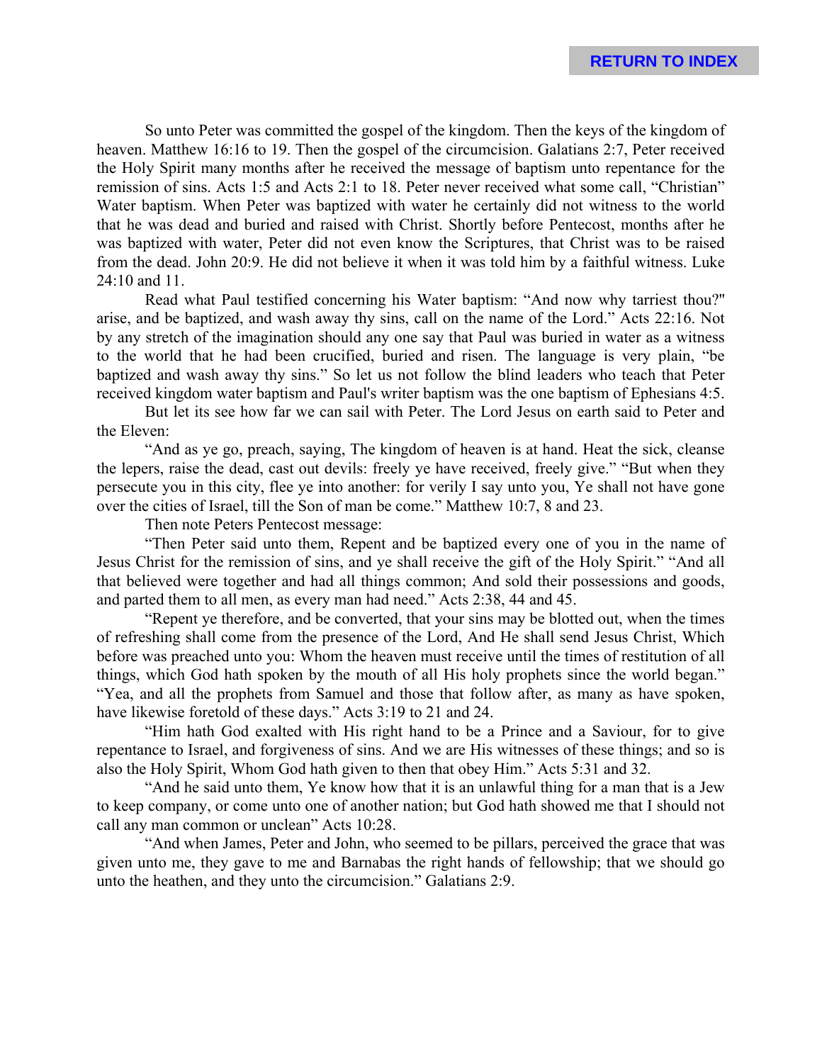So unto Peter was committed the gospel of the kingdom. Then the keys of the kingdom of heaven. Matthew 16:16 to 19. Then the gospel of the circumcision. Galatians 2:7, Peter received the Holy Spirit many months after he received the message of baptism unto repentance for the remission of sins. Acts 1:5 and Acts 2:1 to 18. Peter never received what some call, "Christian" Water baptism. When Peter was baptized with water he certainly did not witness to the world that he was dead and buried and raised with Christ. Shortly before Pentecost, months after he was baptized with water, Peter did not even know the Scriptures, that Christ was to be raised from the dead. John 20:9. He did not believe it when it was told him by a faithful witness. Luke 24:10 and 11.

Read what Paul testified concerning his Water baptism: "And now why tarriest thou?" arise, and be baptized, and wash away thy sins, call on the name of the Lord." Acts 22:16. Not by any stretch of the imagination should any one say that Paul was buried in water as a witness to the world that he had been crucified, buried and risen. The language is very plain, "be baptized and wash away thy sins." So let us not follow the blind leaders who teach that Peter received kingdom water baptism and Paul's writer baptism was the one baptism of Ephesians 4:5.

But let its see how far we can sail with Peter. The Lord Jesus on earth said to Peter and the Eleven:

"And as ye go, preach, saying, The kingdom of heaven is at hand. Heat the sick, cleanse the lepers, raise the dead, cast out devils: freely ye have received, freely give." "But when they persecute you in this city, flee ye into another: for verily I say unto you, Ye shall not have gone over the cities of Israel, till the Son of man be come." Matthew 10:7, 8 and 23.

Then note Peters Pentecost message:

"Then Peter said unto them, Repent and be baptized every one of you in the name of Jesus Christ for the remission of sins, and ye shall receive the gift of the Holy Spirit." "And all that believed were together and had all things common; And sold their possessions and goods, and parted them to all men, as every man had need." Acts 2:38, 44 and 45.

"Repent ye therefore, and be converted, that your sins may be blotted out, when the times of refreshing shall come from the presence of the Lord, And He shall send Jesus Christ, Which before was preached unto you: Whom the heaven must receive until the times of restitution of all things, which God hath spoken by the mouth of all His holy prophets since the world began." "Yea, and all the prophets from Samuel and those that follow after, as many as have spoken, have likewise foretold of these days." Acts 3:19 to 21 and 24.

"Him hath God exalted with His right hand to be a Prince and a Saviour, for to give repentance to Israel, and forgiveness of sins. And we are His witnesses of these things; and so is also the Holy Spirit, Whom God hath given to then that obey Him." Acts 5:31 and 32.

"And he said unto them, Ye know how that it is an unlawful thing for a man that is a Jew to keep company, or come unto one of another nation; but God hath showed me that I should not call any man common or unclean" Acts 10:28.

"And when James, Peter and John, who seemed to be pillars, perceived the grace that was given unto me, they gave to me and Barnabas the right hands of fellowship; that we should go unto the heathen, and they unto the circumcision." Galatians 2:9.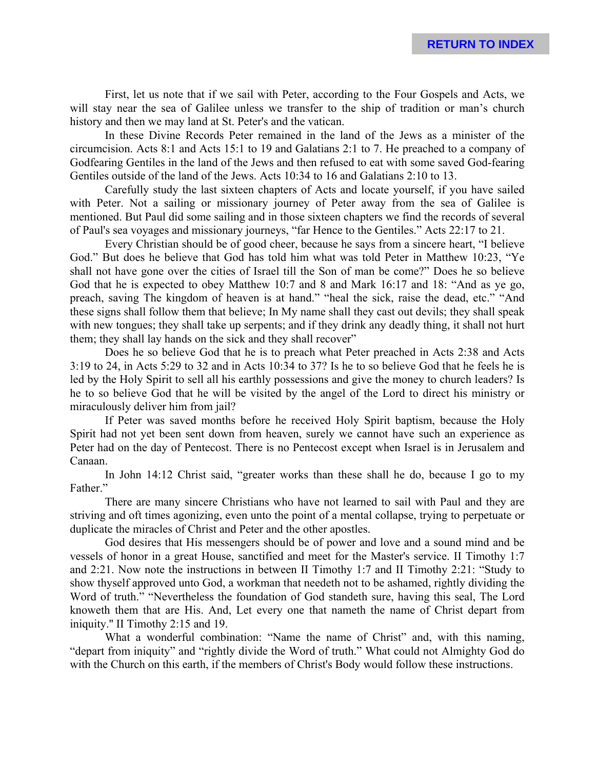First, let us note that if we sail with Peter, according to the Four Gospels and Acts, we will stay near the sea of Galilee unless we transfer to the ship of tradition or man's church history and then we may land at St. Peter's and the vatican.

In these Divine Records Peter remained in the land of the Jews as a minister of the circumcision. Acts 8:1 and Acts 15:1 to 19 and Galatians 2:1 to 7. He preached to a company of Godfearing Gentiles in the land of the Jews and then refused to eat with some saved God-fearing Gentiles outside of the land of the Jews. Acts 10:34 to 16 and Galatians 2:10 to 13.

Carefully study the last sixteen chapters of Acts and locate yourself, if you have sailed with Peter. Not a sailing or missionary journey of Peter away from the sea of Galilee is mentioned. But Paul did some sailing and in those sixteen chapters we find the records of several of Paul's sea voyages and missionary journeys, "far Hence to the Gentiles." Acts 22:17 to 21.

Every Christian should be of good cheer, because he says from a sincere heart, "I believe God." But does he believe that God has told him what was told Peter in Matthew 10:23, "Ye shall not have gone over the cities of Israel till the Son of man be come?" Does he so believe God that he is expected to obey Matthew 10:7 and 8 and Mark 16:17 and 18: "And as ye go, preach, saving The kingdom of heaven is at hand." "heal the sick, raise the dead, etc." "And these signs shall follow them that believe; In My name shall they cast out devils; they shall speak with new tongues; they shall take up serpents; and if they drink any deadly thing, it shall not hurt them; they shall lay hands on the sick and they shall recover"

Does he so believe God that he is to preach what Peter preached in Acts 2:38 and Acts 3:19 to 24, in Acts 5:29 to 32 and in Acts 10:34 to 37? Is he to so believe God that he feels he is led by the Holy Spirit to sell all his earthly possessions and give the money to church leaders? Is he to so believe God that he will be visited by the angel of the Lord to direct his ministry or miraculously deliver him from jail?

If Peter was saved months before he received Holy Spirit baptism, because the Holy Spirit had not yet been sent down from heaven, surely we cannot have such an experience as Peter had on the day of Pentecost. There is no Pentecost except when Israel is in Jerusalem and Canaan.

In John 14:12 Christ said, "greater works than these shall he do, because I go to my Father."

There are many sincere Christians who have not learned to sail with Paul and they are striving and oft times agonizing, even unto the point of a mental collapse, trying to perpetuate or duplicate the miracles of Christ and Peter and the other apostles.

God desires that His messengers should be of power and love and a sound mind and be vessels of honor in a great House, sanctified and meet for the Master's service. II Timothy 1:7 and 2:21. Now note the instructions in between II Timothy 1:7 and II Timothy 2:21: "Study to show thyself approved unto God, a workman that needeth not to be ashamed, rightly dividing the Word of truth." "Nevertheless the foundation of God standeth sure, having this seal, The Lord knoweth them that are His. And, Let every one that nameth the name of Christ depart from iniquity." II Timothy 2:15 and 19.

What a wonderful combination: "Name the name of Christ" and, with this naming, "depart from iniquity" and "rightly divide the Word of truth." What could not Almighty God do with the Church on this earth, if the members of Christ's Body would follow these instructions.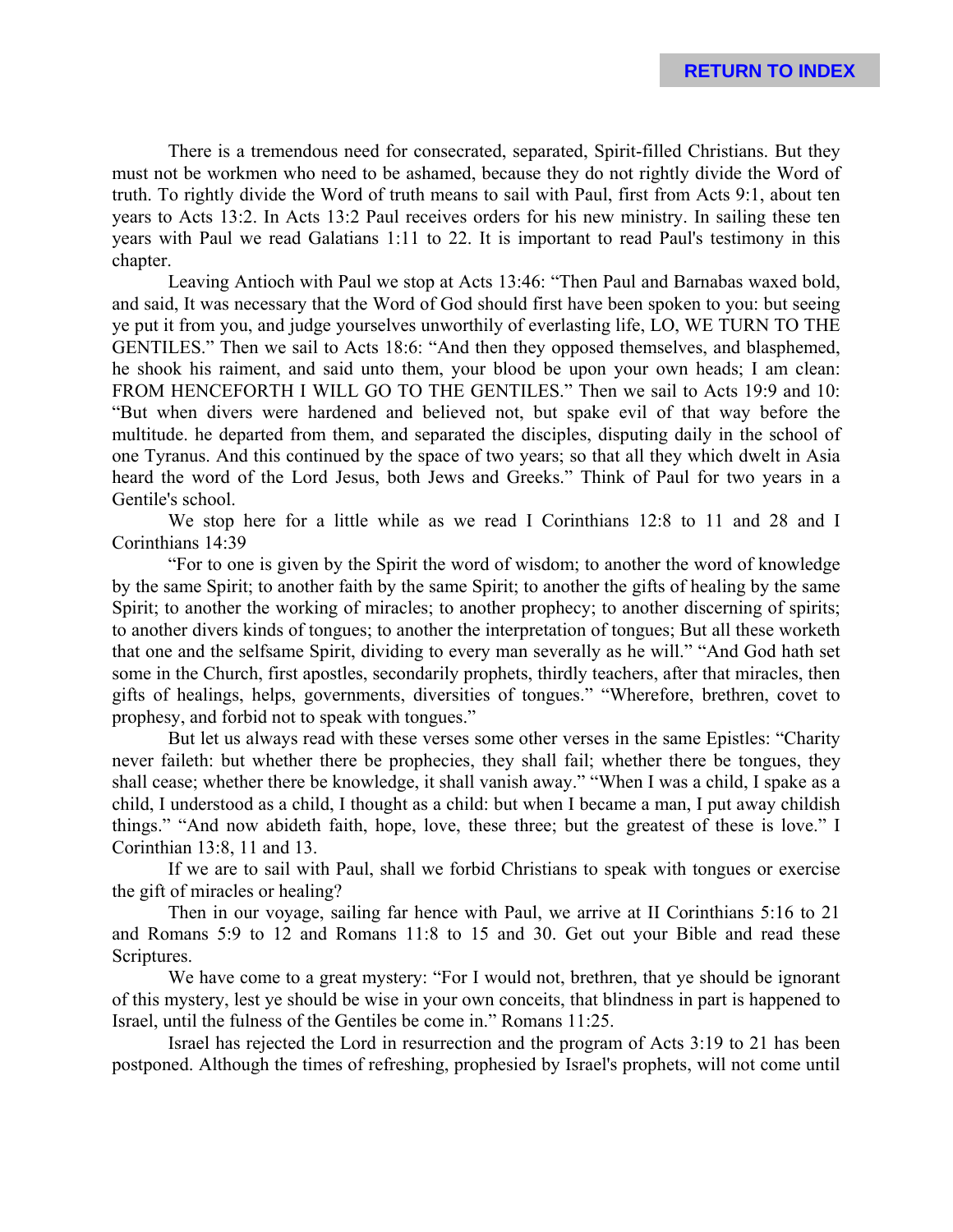There is a tremendous need for consecrated, separated, Spirit-filled Christians. But they must not be workmen who need to be ashamed, because they do not rightly divide the Word of truth. To rightly divide the Word of truth means to sail with Paul, first from Acts 9:1, about ten years to Acts 13:2. In Acts 13:2 Paul receives orders for his new ministry. In sailing these ten years with Paul we read Galatians 1:11 to 22. It is important to read Paul's testimony in this chapter.

Leaving Antioch with Paul we stop at Acts 13:46: "Then Paul and Barnabas waxed bold, and said, It was necessary that the Word of God should first have been spoken to you: but seeing ye put it from you, and judge yourselves unworthily of everlasting life, LO, WE TURN TO THE GENTILES." Then we sail to Acts 18:6: "And then they opposed themselves, and blasphemed, he shook his raiment, and said unto them, your blood be upon your own heads; I am clean: FROM HENCEFORTH I WILL GO TO THE GENTILES." Then we sail to Acts 19:9 and 10: "But when divers were hardened and believed not, but spake evil of that way before the multitude. he departed from them, and separated the disciples, disputing daily in the school of one Tyranus. And this continued by the space of two years; so that all they which dwelt in Asia heard the word of the Lord Jesus, both Jews and Greeks." Think of Paul for two years in a Gentile's school.

We stop here for a little while as we read I Corinthians 12:8 to 11 and 28 and I Corinthians 14:39

"For to one is given by the Spirit the word of wisdom; to another the word of knowledge by the same Spirit; to another faith by the same Spirit; to another the gifts of healing by the same Spirit; to another the working of miracles; to another prophecy; to another discerning of spirits; to another divers kinds of tongues; to another the interpretation of tongues; But all these worketh that one and the selfsame Spirit, dividing to every man severally as he will." "And God hath set some in the Church, first apostles, secondarily prophets, thirdly teachers, after that miracles, then gifts of healings, helps, governments, diversities of tongues." "Wherefore, brethren, covet to prophesy, and forbid not to speak with tongues."

But let us always read with these verses some other verses in the same Epistles: "Charity never faileth: but whether there be prophecies, they shall fail; whether there be tongues, they shall cease; whether there be knowledge, it shall vanish away." "When I was a child, I spake as a child, I understood as a child, I thought as a child: but when I became a man, I put away childish things." "And now abideth faith, hope, love, these three; but the greatest of these is love." I Corinthian 13:8, 11 and 13.

If we are to sail with Paul, shall we forbid Christians to speak with tongues or exercise the gift of miracles or healing?

Then in our voyage, sailing far hence with Paul, we arrive at II Corinthians 5:16 to 21 and Romans 5:9 to 12 and Romans 11:8 to 15 and 30. Get out your Bible and read these Scriptures.

We have come to a great mystery: "For I would not, brethren, that ye should be ignorant of this mystery, lest ye should be wise in your own conceits, that blindness in part is happened to Israel, until the fulness of the Gentiles be come in." Romans 11:25.

Israel has rejected the Lord in resurrection and the program of Acts 3:19 to 21 has been postponed. Although the times of refreshing, prophesied by Israel's prophets, will not come until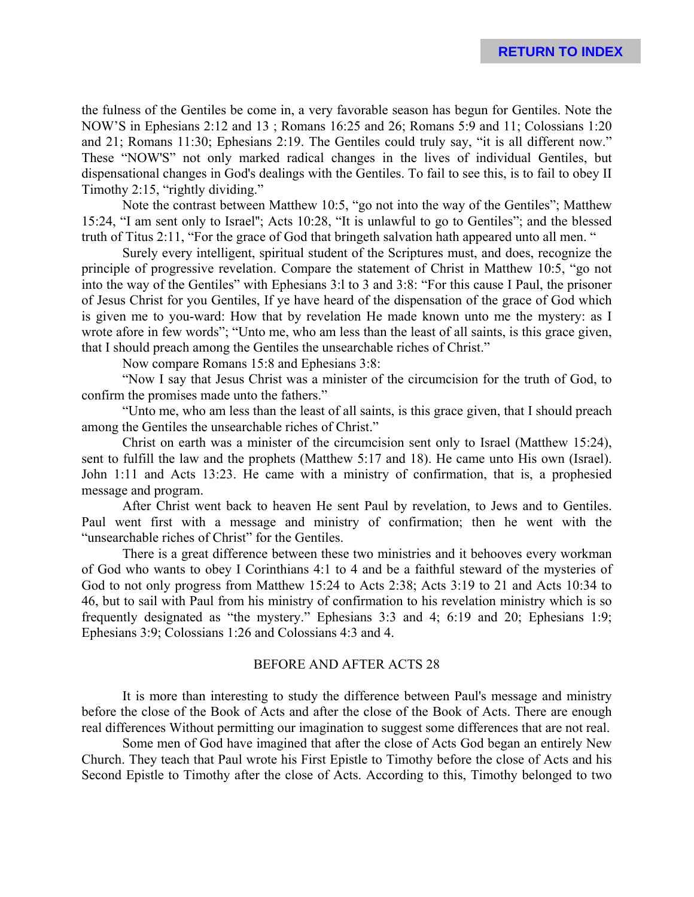the fulness of the Gentiles be come in, a very favorable season has begun for Gentiles. Note the NOW'S in Ephesians 2:12 and 13 ; Romans 16:25 and 26; Romans 5:9 and 11; Colossians 1:20 and 21; Romans 11:30; Ephesians 2:19. The Gentiles could truly say, "it is all different now." These "NOW'S" not only marked radical changes in the lives of individual Gentiles, but dispensational changes in God's dealings with the Gentiles. To fail to see this, is to fail to obey II Timothy 2:15, "rightly dividing."

Note the contrast between Matthew 10:5, "go not into the way of the Gentiles"; Matthew 15:24, "I am sent only to Israel"; Acts 10:28, "It is unlawful to go to Gentiles"; and the blessed truth of Titus 2:11, "For the grace of God that bringeth salvation hath appeared unto all men. "

Surely every intelligent, spiritual student of the Scriptures must, and does, recognize the principle of progressive revelation. Compare the statement of Christ in Matthew 10:5, "go not into the way of the Gentiles" with Ephesians 3:l to 3 and 3:8: "For this cause I Paul, the prisoner of Jesus Christ for you Gentiles, If ye have heard of the dispensation of the grace of God which is given me to you-ward: How that by revelation He made known unto me the mystery: as I wrote afore in few words"; "Unto me, who am less than the least of all saints, is this grace given, that I should preach among the Gentiles the unsearchable riches of Christ."

Now compare Romans 15:8 and Ephesians 3:8:

"Now I say that Jesus Christ was a minister of the circumcision for the truth of God, to confirm the promises made unto the fathers."

"Unto me, who am less than the least of all saints, is this grace given, that I should preach among the Gentiles the unsearchable riches of Christ."

Christ on earth was a minister of the circumcision sent only to Israel (Matthew 15:24), sent to fulfill the law and the prophets (Matthew 5:17 and 18). He came unto His own (Israel). John 1:11 and Acts 13:23. He came with a ministry of confirmation, that is, a prophesied message and program.

After Christ went back to heaven He sent Paul by revelation, to Jews and to Gentiles. Paul went first with a message and ministry of confirmation; then he went with the "unsearchable riches of Christ" for the Gentiles.

There is a great difference between these two ministries and it behooves every workman of God who wants to obey I Corinthians 4:1 to 4 and be a faithful steward of the mysteries of God to not only progress from Matthew 15:24 to Acts 2:38; Acts 3:19 to 21 and Acts 10:34 to 46, but to sail with Paul from his ministry of confirmation to his revelation ministry which is so frequently designated as "the mystery." Ephesians 3:3 and 4; 6:19 and 20; Ephesians 1:9; Ephesians 3:9; Colossians 1:26 and Colossians 4:3 and 4.

## BEFORE AND AFTER ACTS 28

It is more than interesting to study the difference between Paul's message and ministry before the close of the Book of Acts and after the close of the Book of Acts. There are enough real differences Without permitting our imagination to suggest some differences that are not real.

Some men of God have imagined that after the close of Acts God began an entirely New Church. They teach that Paul wrote his First Epistle to Timothy before the close of Acts and his Second Epistle to Timothy after the close of Acts. According to this, Timothy belonged to two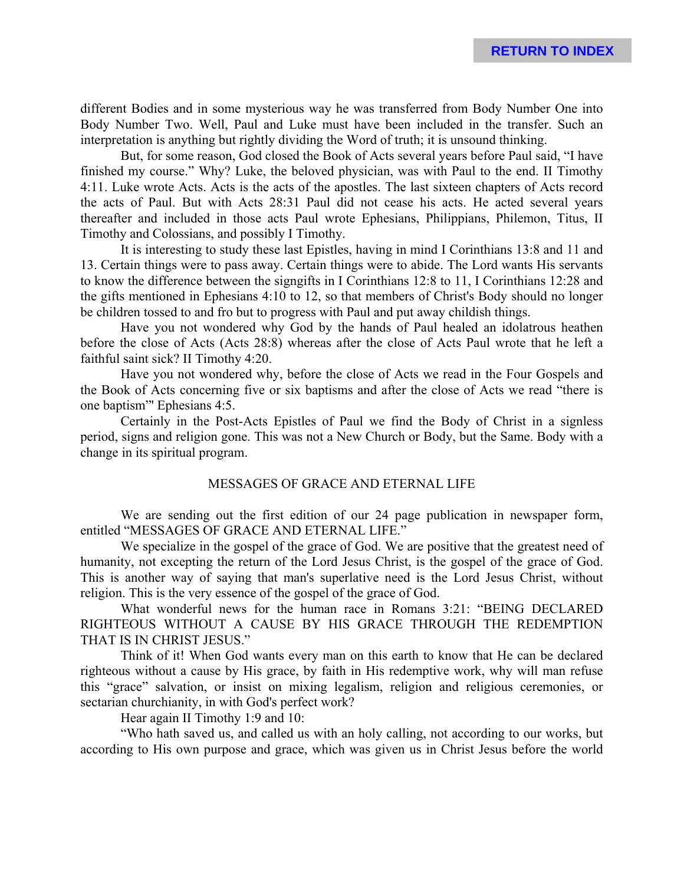different Bodies and in some mysterious way he was transferred from Body Number One into Body Number Two. Well, Paul and Luke must have been included in the transfer. Such an interpretation is anything but rightly dividing the Word of truth; it is unsound thinking.

But, for some reason, God closed the Book of Acts several years before Paul said, "I have finished my course." Why? Luke, the beloved physician, was with Paul to the end. II Timothy 4:11. Luke wrote Acts. Acts is the acts of the apostles. The last sixteen chapters of Acts record the acts of Paul. But with Acts 28:31 Paul did not cease his acts. He acted several years thereafter and included in those acts Paul wrote Ephesians, Philippians, Philemon, Titus, II Timothy and Colossians, and possibly I Timothy.

It is interesting to study these last Epistles, having in mind I Corinthians 13:8 and 11 and 13. Certain things were to pass away. Certain things were to abide. The Lord wants His servants to know the difference between the signgifts in I Corinthians 12:8 to 11, I Corinthians 12:28 and the gifts mentioned in Ephesians 4:10 to 12, so that members of Christ's Body should no longer be children tossed to and fro but to progress with Paul and put away childish things.

Have you not wondered why God by the hands of Paul healed an idolatrous heathen before the close of Acts (Acts 28:8) whereas after the close of Acts Paul wrote that he left a faithful saint sick? II Timothy 4:20.

Have you not wondered why, before the close of Acts we read in the Four Gospels and the Book of Acts concerning five or six baptisms and after the close of Acts we read "there is one baptism"' Ephesians 4:5.

Certainly in the Post-Acts Epistles of Paul we find the Body of Christ in a signless period, signs and religion gone. This was not a New Church or Body, but the Same. Body with a change in its spiritual program.

## MESSAGES OF GRACE AND ETERNAL LIFE

We are sending out the first edition of our 24 page publication in newspaper form, entitled "MESSAGES OF GRACE AND ETERNAL LIFE."

We specialize in the gospel of the grace of God. We are positive that the greatest need of humanity, not excepting the return of the Lord Jesus Christ, is the gospel of the grace of God. This is another way of saying that man's superlative need is the Lord Jesus Christ, without religion. This is the very essence of the gospel of the grace of God.

What wonderful news for the human race in Romans 3:21: "BEING DECLARED RIGHTEOUS WITHOUT A CAUSE BY HIS GRACE THROUGH THE REDEMPTION THAT IS IN CHRIST JESUS."

Think of it! When God wants every man on this earth to know that He can be declared righteous without a cause by His grace, by faith in His redemptive work, why will man refuse this "grace" salvation, or insist on mixing legalism, religion and religious ceremonies, or sectarian churchianity, in with God's perfect work?

Hear again II Timothy 1:9 and 10:

"Who hath saved us, and called us with an holy calling, not according to our works, but according to His own purpose and grace, which was given us in Christ Jesus before the world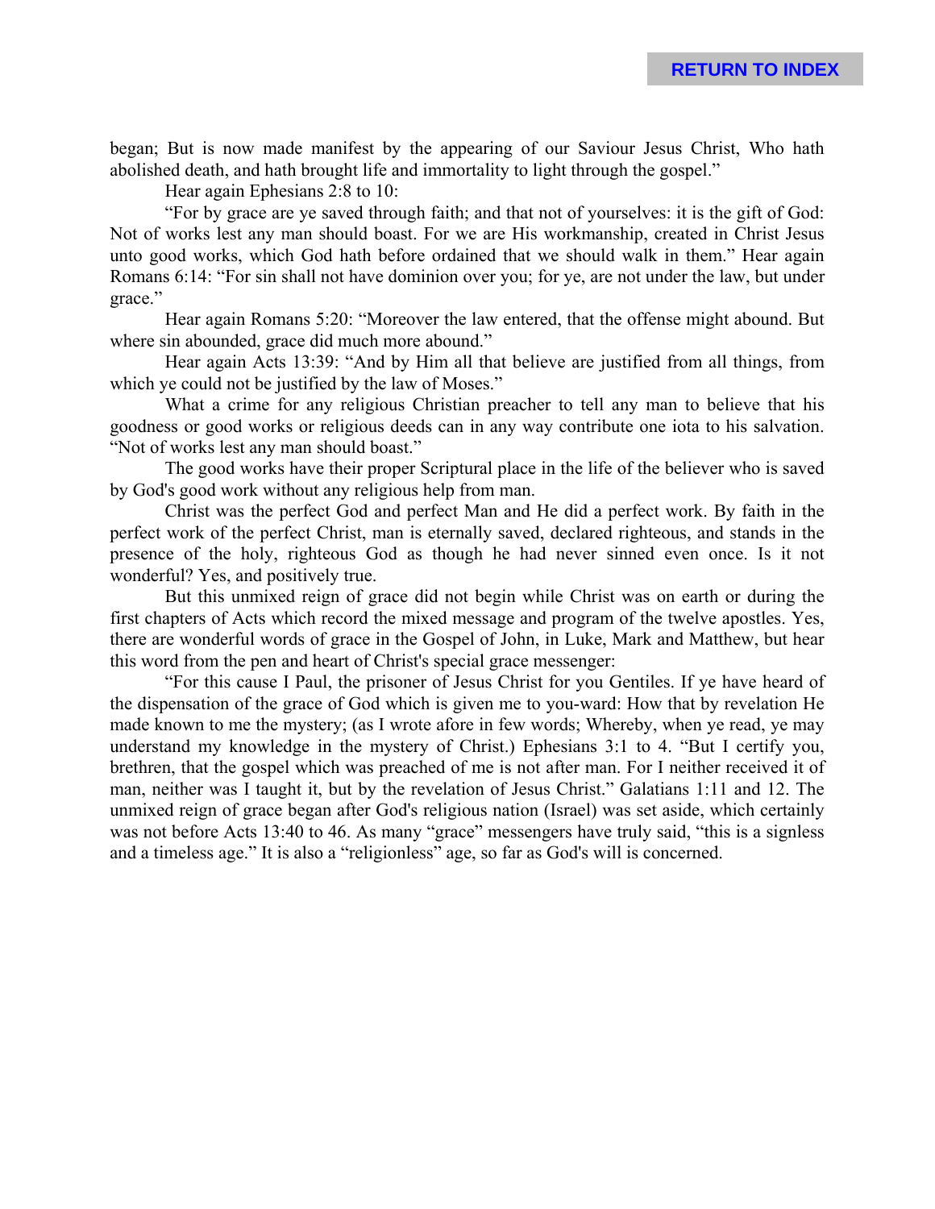began; But is now made manifest by the appearing of our Saviour Jesus Christ, Who hath abolished death, and hath brought life and immortality to light through the gospel."

Hear again Ephesians 2:8 to 10:

"For by grace are ye saved through faith; and that not of yourselves: it is the gift of God: Not of works lest any man should boast. For we are His workmanship, created in Christ Jesus unto good works, which God hath before ordained that we should walk in them." Hear again Romans 6:14: "For sin shall not have dominion over you; for ye, are not under the law, but under grace."

Hear again Romans 5:20: "Moreover the law entered, that the offense might abound. But where sin abounded, grace did much more abound."

Hear again Acts 13:39: "And by Him all that believe are justified from all things, from which ye could not be justified by the law of Moses."

What a crime for any religious Christian preacher to tell any man to believe that his goodness or good works or religious deeds can in any way contribute one iota to his salvation. "Not of works lest any man should boast."

The good works have their proper Scriptural place in the life of the believer who is saved by God's good work without any religious help from man.

Christ was the perfect God and perfect Man and He did a perfect work. By faith in the perfect work of the perfect Christ, man is eternally saved, declared righteous, and stands in the presence of the holy, righteous God as though he had never sinned even once. Is it not wonderful? Yes, and positively true.

But this unmixed reign of grace did not begin while Christ was on earth or during the first chapters of Acts which record the mixed message and program of the twelve apostles. Yes, there are wonderful words of grace in the Gospel of John, in Luke, Mark and Matthew, but hear this word from the pen and heart of Christ's special grace messenger:

"For this cause I Paul, the prisoner of Jesus Christ for you Gentiles. If ye have heard of the dispensation of the grace of God which is given me to you-ward: How that by revelation He made known to me the mystery; (as I wrote afore in few words; Whereby, when ye read, ye may understand my knowledge in the mystery of Christ.) Ephesians 3:1 to 4. "But I certify you, brethren, that the gospel which was preached of me is not after man. For I neither received it of man, neither was I taught it, but by the revelation of Jesus Christ." Galatians 1:11 and 12. The unmixed reign of grace began after God's religious nation (Israel) was set aside, which certainly was not before Acts 13:40 to 46. As many "grace" messengers have truly said, "this is a signless and a timeless age." It is also a "religionless" age, so far as God's will is concerned.